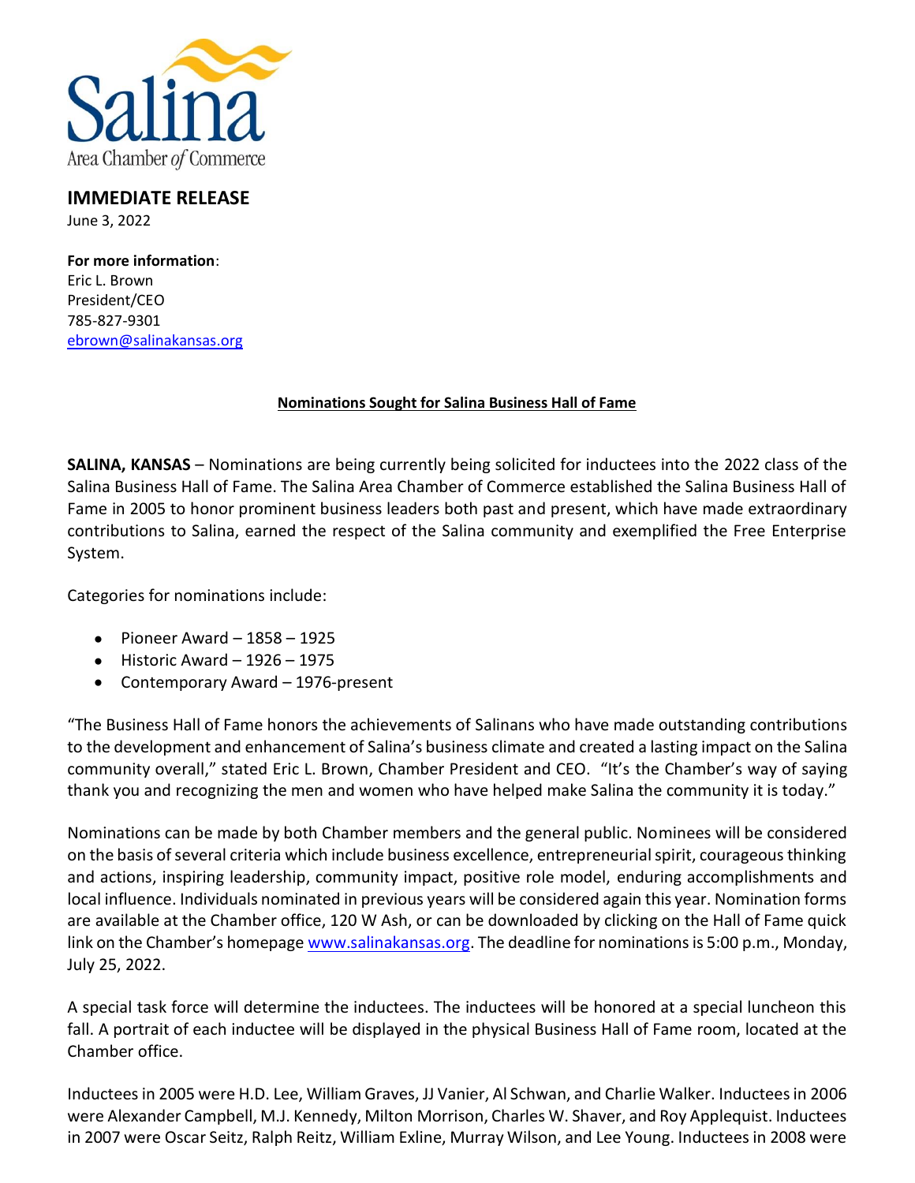Salina Area Chamber of Commerce

## IMMEDIATE RELEASE

June 3, 2022

**For more information**:
Eric L. Brown
President/CEO
785-827-9301
ebrown@salinakansas.org

**Nominations Sought for Salina Business Hall of Fame**

**SALINA, KANSAS** – Nominations are being currently being solicited for inductees into the 2022 class of the Salina Business Hall of Fame. The Salina Area Chamber of Commerce established the Salina Business Hall of Fame in 2005 to honor prominent business leaders both past and present, which have made extraordinary contributions to Salina, earned the respect of the Salina community and exemplified the Free Enterprise System.

Categories for nominations include:

- Pioneer Award – 1858 – 1925
- Historic Award – 1926 – 1975
- Contemporary Award – 1976-present

"The Business Hall of Fame honors the achievements of Salinans who have made outstanding contributions to the development and enhancement of Salina's business climate and created a lasting impact on the Salina community overall," stated Eric L. Brown, Chamber President and CEO. "It's the Chamber's way of saying thank you and recognizing the men and women who have helped make Salina the community it is today."

Nominations can be made by both Chamber members and the general public. Nominees will be considered on the basis of several criteria which include business excellence, entrepreneurial spirit, courageous thinking and actions, inspiring leadership, community impact, positive role model, enduring accomplishments and local influence. Individuals nominated in previous years will be considered again this year. Nomination forms are available at the Chamber office, 120 W Ash, or can be downloaded by clicking on the Hall of Fame quick link on the Chamber's homepage www.salinakansas.org. The deadline for nominations is 5:00 p.m., Monday, July 25, 2022.

A special task force will determine the inductees. The inductees will be honored at a special luncheon this fall. A portrait of each inductee will be displayed in the physical Business Hall of Fame room, located at the Chamber office.

Inductees in 2005 were H.D. Lee, William Graves, JJ Vanier, Al Schwan, and Charlie Walker. Inductees in 2006 were Alexander Campbell, M.J. Kennedy, Milton Morrison, Charles W. Shaver, and Roy Applequist. Inductees in 2007 were Oscar Seitz, Ralph Reitz, William Exline, Murray Wilson, and Lee Young. Inductees in 2008 were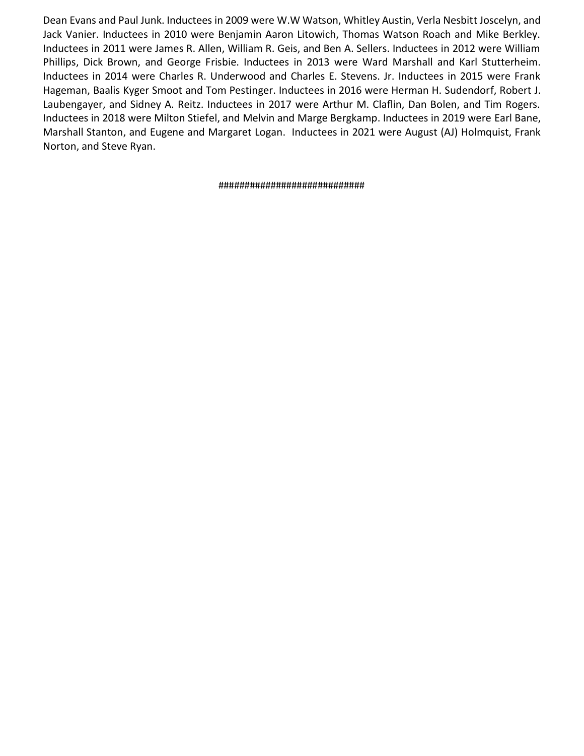Dean Evans and Paul Junk. Inductees in 2009 were W.W Watson, Whitley Austin, Verla Nesbitt Joscelyn, and Jack Vanier. Inductees in 2010 were Benjamin Aaron Litowich, Thomas Watson Roach and Mike Berkley. Inductees in 2011 were James R. Allen, William R. Geis, and Ben A. Sellers. Inductees in 2012 were William Phillips, Dick Brown, and George Frisbie. Inductees in 2013 were Ward Marshall and Karl Stutterheim. Inductees in 2014 were Charles R. Underwood and Charles E. Stevens. Jr. Inductees in 2015 were Frank Hageman, Baalis Kyger Smoot and Tom Pestinger. Inductees in 2016 were Herman H. Sudendorf, Robert J. Laubengayer, and Sidney A. Reitz. Inductees in 2017 were Arthur M. Claflin, Dan Bolen, and Tim Rogers. Inductees in 2018 were Milton Stiefel, and Melvin and Marge Bergkamp. Inductees in 2019 were Earl Bane, Marshall Stanton, and Eugene and Margaret Logan. Inductees in 2021 were August (AJ) Holmquist, Frank Norton, and Steve Ryan.

############################